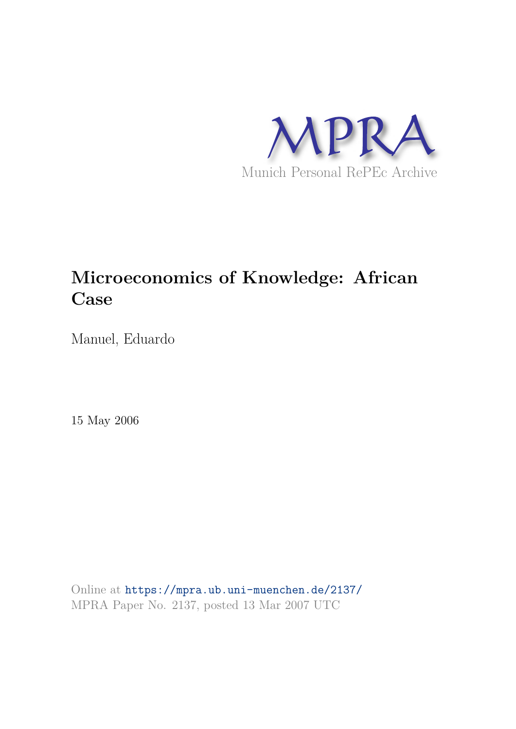MPRA

Munich Personal RePEc Archive

# Microeconomics of Knowledge: African Case

Manuel, Eduardo

15 May 2006

Online at https://mpra.ub.uni-muenchen.de/2137/
MPRA Paper No. 2137, posted 13 Mar 2007 UTC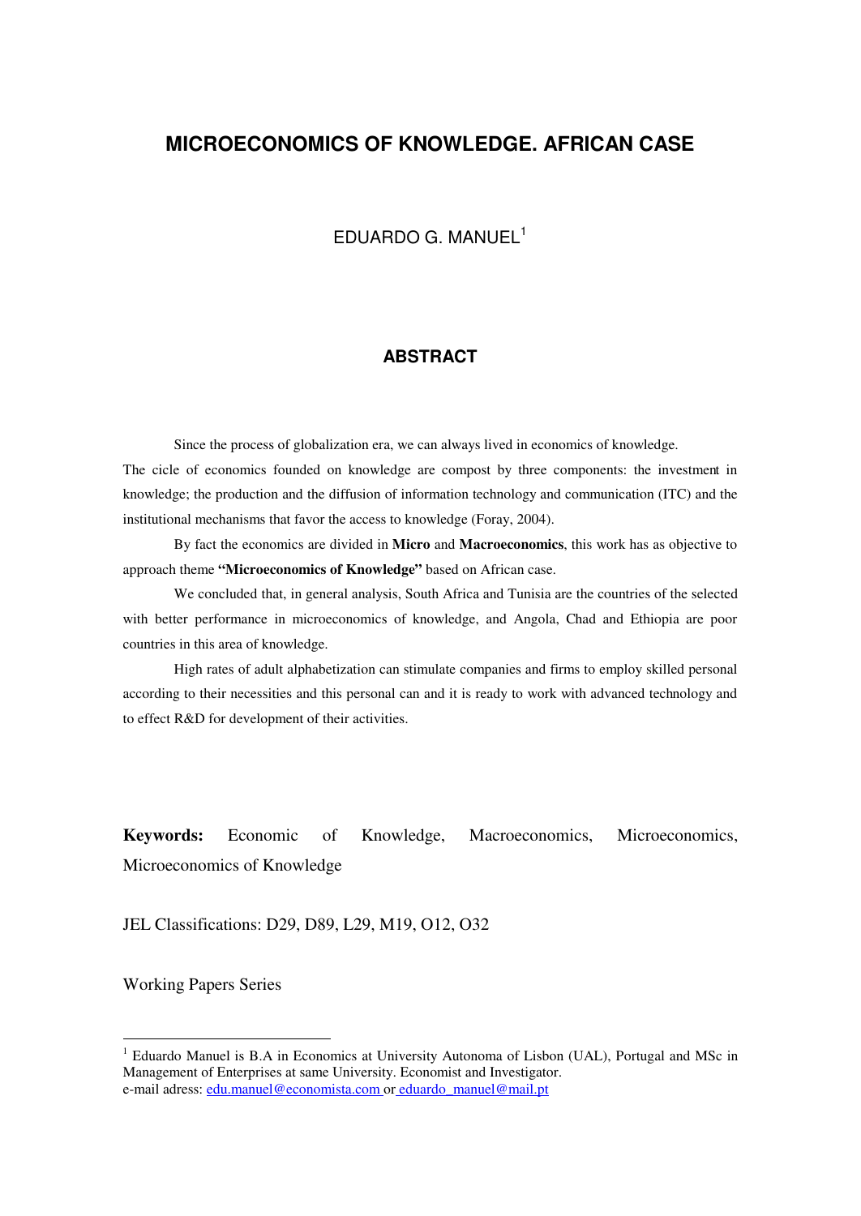# MICROECONOMICS OF KNOWLEDGE. AFRICAN CASE

EDUARDO G. MANUEL[1]

## ABSTRACT

Since the process of globalization era, we can always lived in economics of knowledge. The cicle of economics founded on knowledge are compost by three components: the investment in knowledge; the production and the diffusion of information technology and communication (ITC) and the institutional mechanisms that favor the access to knowledge (Foray, 2004).

By fact the economics are divided in **Micro** and **Macroeconomics**, this work has as objective to approach theme **"Microeconomics of Knowledge"** based on African case.

We concluded that, in general analysis, South Africa and Tunisia are the countries of the selected with better performance in microeconomics of knowledge, and Angola, Chad and Ethiopia are poor countries in this area of knowledge.

High rates of adult alphabetization can stimulate companies and firms to employ skilled personal according to their necessities and this personal can and it is ready to work with advanced technology and to effect R&D for development of their activities.

**Keywords:** Economic of Knowledge, Macroeconomics, Microeconomics, Microeconomics of Knowledge

JEL Classifications: D29, D89, L29, M19, O12, O32

Working Papers Series

---

[1] Eduardo Manuel is B.A in Economics at University Autonoma of Lisbon (UAL), Portugal and MSc in Management of Enterprises at same University. Economist and Investigator.
e-mail adress: edu.manuel@economista.com or eduardo_manuel@mail.pt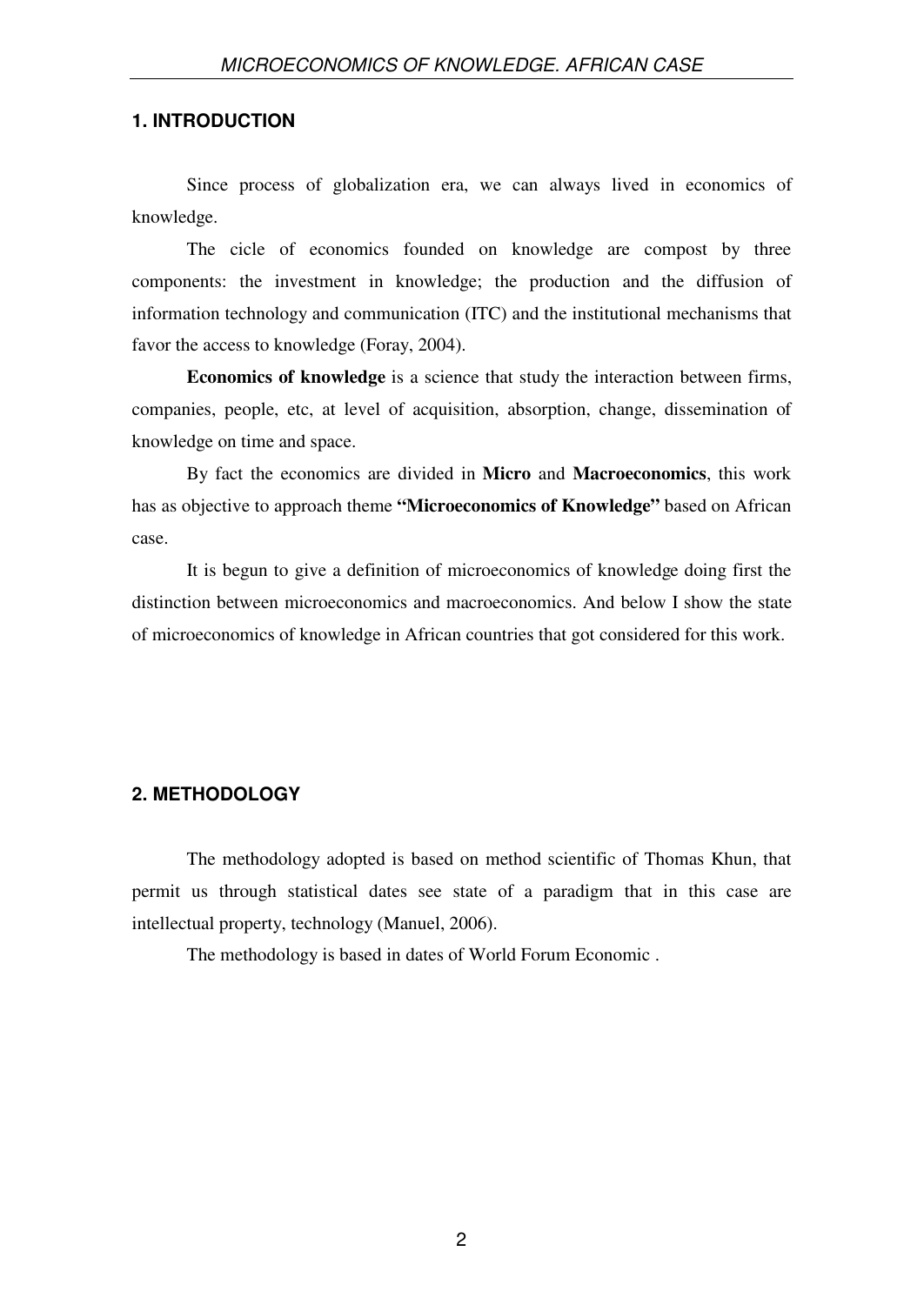## 1. INTRODUCTION

Since process of globalization era, we can always lived in economics of knowledge.

The cicle of economics founded on knowledge are compost by three components: the investment in knowledge; the production and the diffusion of information technology and communication (ITC) and the institutional mechanisms that favor the access to knowledge (Foray, 2004).

**Economics of knowledge** is a science that study the interaction between firms, companies, people, etc, at level of acquisition, absorption, change, dissemination of knowledge on time and space.

By fact the economics are divided in **Micro** and **Macroeconomics**, this work has as objective to approach theme **"Microeconomics of Knowledge"** based on African case.

It is begun to give a definition of microeconomics of knowledge doing first the distinction between microeconomics and macroeconomics. And below I show the state of microeconomics of knowledge in African countries that got considered for this work.

## 2. METHODOLOGY

The methodology adopted is based on method scientific of Thomas Khun, that permit us through statistical dates see state of a paradigm that in this case are intellectual property, technology (Manuel, 2006).

The methodology is based in dates of World Forum Economic .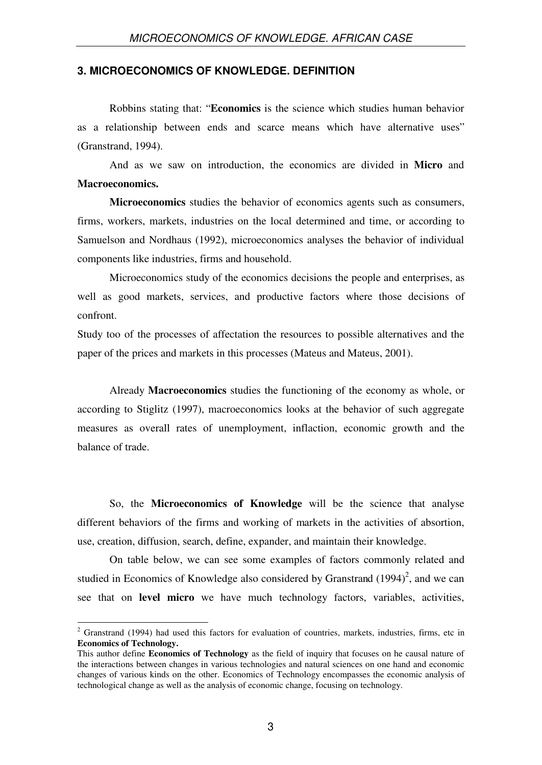## 3. MICROECONOMICS OF KNOWLEDGE. DEFINITION

Robbins stating that: "**Economics** is the science which studies human behavior as a relationship between ends and scarce means which have alternative uses" (Granstrand, 1994).

And as we saw on introduction, the economics are divided in **Micro** and **Macroeconomics.**

**Microeconomics** studies the behavior of economics agents such as consumers, firms, workers, markets, industries on the local determined and time, or according to Samuelson and Nordhaus (1992), microeconomics analyses the behavior of individual components like industries, firms and household.

Microeconomics study of the economics decisions the people and enterprises, as well as good markets, services, and productive factors where those decisions of confront.

Study too of the processes of affectation the resources to possible alternatives and the paper of the prices and markets in this processes (Mateus and Mateus, 2001).

Already **Macroeconomics** studies the functioning of the economy as whole, or according to Stiglitz (1997), macroeconomics looks at the behavior of such aggregate measures as overall rates of unemployment, inflaction, economic growth and the balance of trade.

So, the **Microeconomics of Knowledge** will be the science that analyse different behaviors of the firms and working of markets in the activities of absortion, use, creation, diffusion, search, define, expander, and maintain their knowledge.

On table below, we can see some examples of factors commonly related and studied in Economics of Knowledge also considered by Granstrand (1994)[2], and we can see that on **level micro** we have much technology factors, variables, activities,

[2] Granstrand (1994) had used this factors for evaluation of countries, markets, industries, firms, etc in **Economics of Technology.**

This author define **Economics of Technology** as the field of inquiry that focuses on he causal nature of the interactions between changes in various technologies and natural sciences on one hand and economic changes of various kinds on the other. Economics of Technology encompasses the economic analysis of technological change as well as the analysis of economic change, focusing on technology.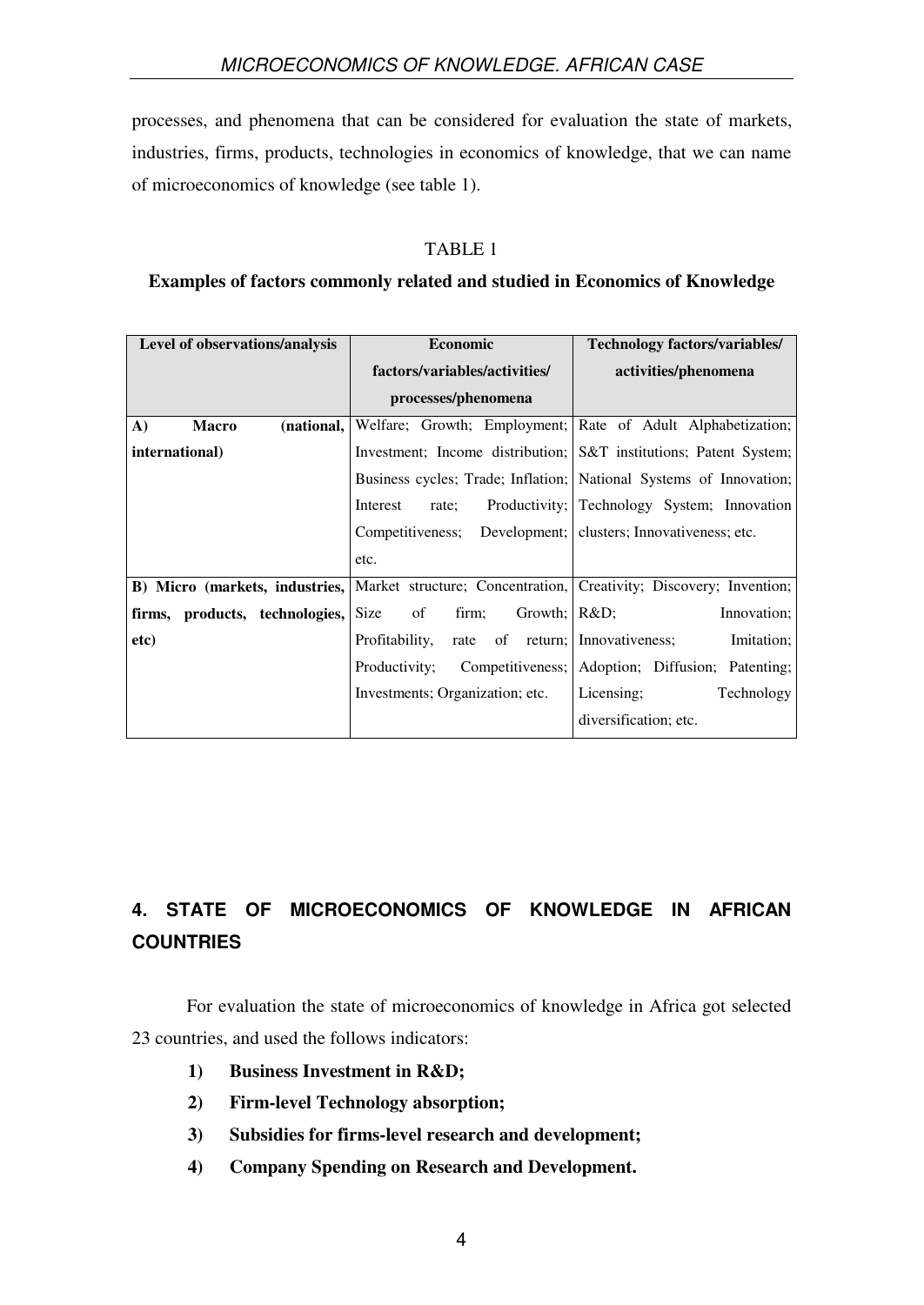processes, and phenomena that can be considered for evaluation the state of markets, industries, firms, products, technologies in economics of knowledge, that we can name of microeconomics of knowledge (see table 1).

TABLE 1

**Examples of factors commonly related and studied in Economics of Knowledge**

| Level of observations/analysis | Economic factors/variables/activities/ processes/phenomena | Technology factors/variables/ activities/phenomena |
|---|---|---|
| **A) Macro (national, international)** | Welfare; Growth; Employment; Investment; Income distribution; Business cycles; Trade; Inflation; Interest rate; Productivity; Competitiveness; Development; etc. | Rate of Adult Alphabetization; S&T institutions; Patent System; National Systems of Innovation; Technology System; Innovation clusters; Innovativeness; etc. |
| **B) Micro (markets, industries, firms, products, technologies, etc)** | Market structure; Concentration, Size of firm; Growth; Profitability, rate of return; Productivity; Competitiveness; Investments; Organization; etc. | Creativity; Discovery; Invention; R&D; Innovation; Innovativeness; Imitation; Adoption; Diffusion; Patenting; Licensing; Technology diversification; etc. |

## 4. STATE OF MICROECONOMICS OF KNOWLEDGE IN AFRICAN COUNTRIES

For evaluation the state of microeconomics of knowledge in Africa got selected 23 countries, and used the follows indicators:

1) **Business Investment in R&D;**
2) **Firm-level Technology absorption;**
3) **Subsidies for firms-level research and development;**
4) **Company Spending on Research and Development.**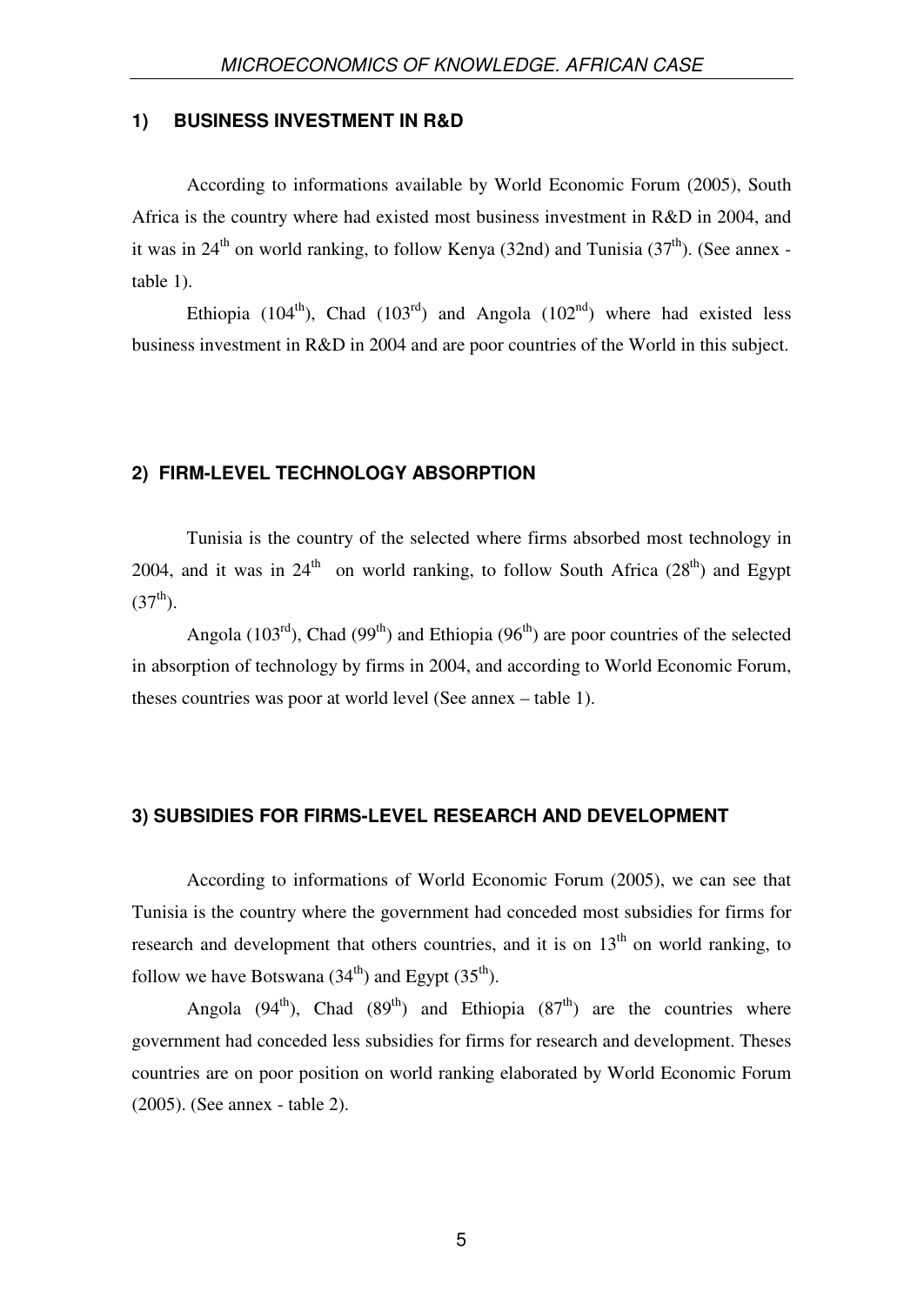## 1) BUSINESS INVESTMENT IN R&D

According to informations available by World Economic Forum (2005), South Africa is the country where had existed most business investment in R&D in 2004, and it was in 24th on world ranking, to follow Kenya (32nd) and Tunisia (37th). (See annex - table 1).

Ethiopia (104th), Chad (103rd) and Angola (102nd) where had existed less business investment in R&D in 2004 and are poor countries of the World in this subject.

## 2) FIRM-LEVEL TECHNOLOGY ABSORPTION

Tunisia is the country of the selected where firms absorbed most technology in 2004, and it was in 24th on world ranking, to follow South Africa (28th) and Egypt (37th).

Angola (103rd), Chad (99th) and Ethiopia (96th) are poor countries of the selected in absorption of technology by firms in 2004, and according to World Economic Forum, theses countries was poor at world level (See annex – table 1).

## 3) SUBSIDIES FOR FIRMS-LEVEL RESEARCH AND DEVELOPMENT

According to informations of World Economic Forum (2005), we can see that Tunisia is the country where the government had conceded most subsidies for firms for research and development that others countries, and it is on 13th on world ranking, to follow we have Botswana (34th) and Egypt (35th).

Angola (94th), Chad (89th) and Ethiopia (87th) are the countries where government had conceded less subsidies for firms for research and development. Theses countries are on poor position on world ranking elaborated by World Economic Forum (2005). (See annex - table 2).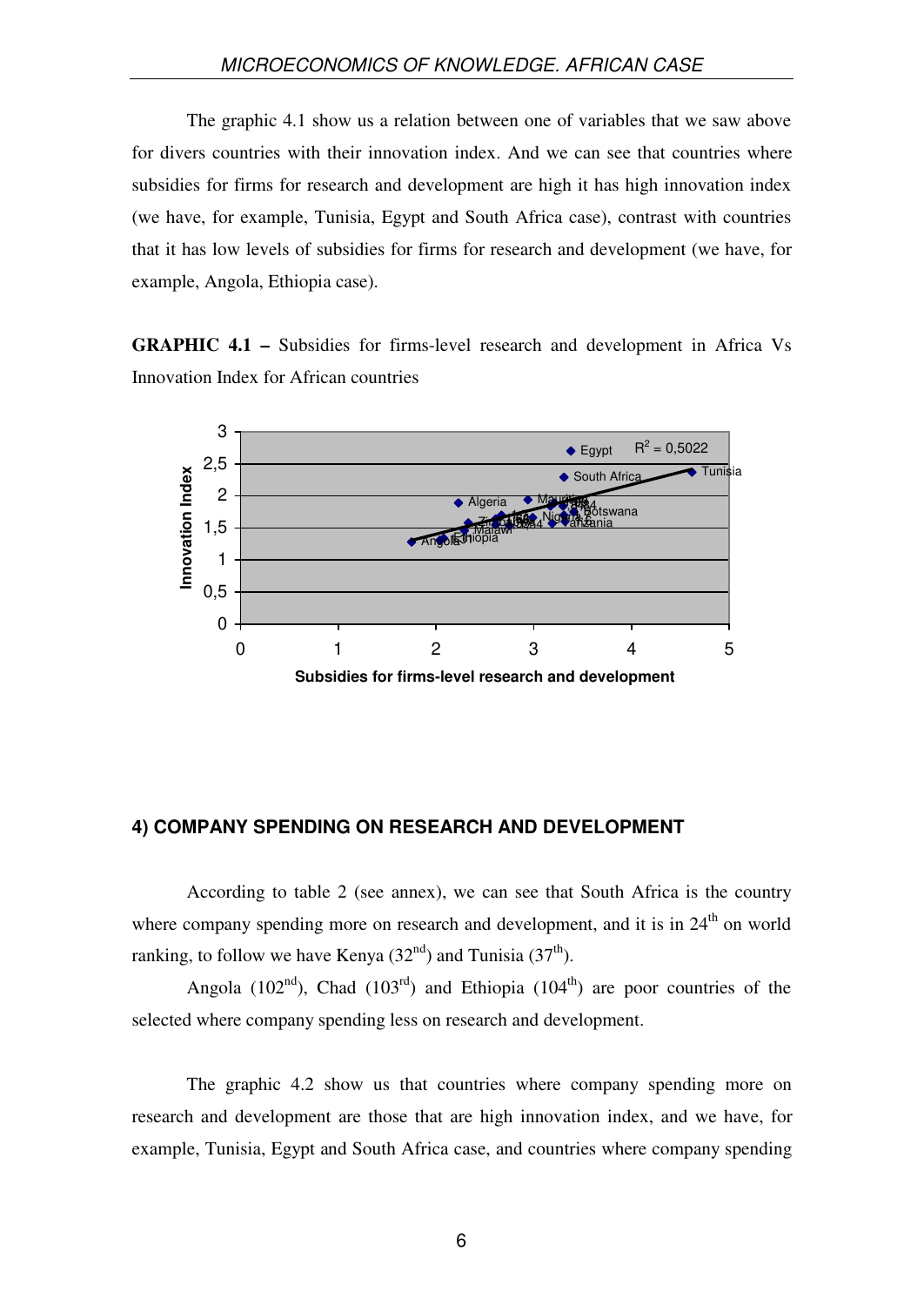The graphic 4.1 show us a relation between one of variables that we saw above for divers countries with their innovation index. And we can see that countries where subsidies for firms for research and development are high it has high innovation index (we have, for example, Tunisia, Egypt and South Africa case), contrast with countries that it has low levels of subsidies for firms for research and development (we have, for example, Angola, Ethiopia case).

**GRAPHIC 4.1 –** Subsidies for firms-level research and development in Africa Vs Innovation Index for African countries

### 4) COMPANY SPENDING ON RESEARCH AND DEVELOPMENT

According to table 2 (see annex), we can see that South Africa is the country where company spending more on research and development, and it is in 24th on world ranking, to follow we have Kenya (32nd) and Tunisia (37th).

Angola (102nd), Chad (103rd) and Ethiopia (104th) are poor countries of the selected where company spending less on research and development.

The graphic 4.2 show us that countries where company spending more on research and development are those that are high innovation index, and we have, for example, Tunisia, Egypt and South Africa case, and countries where company spending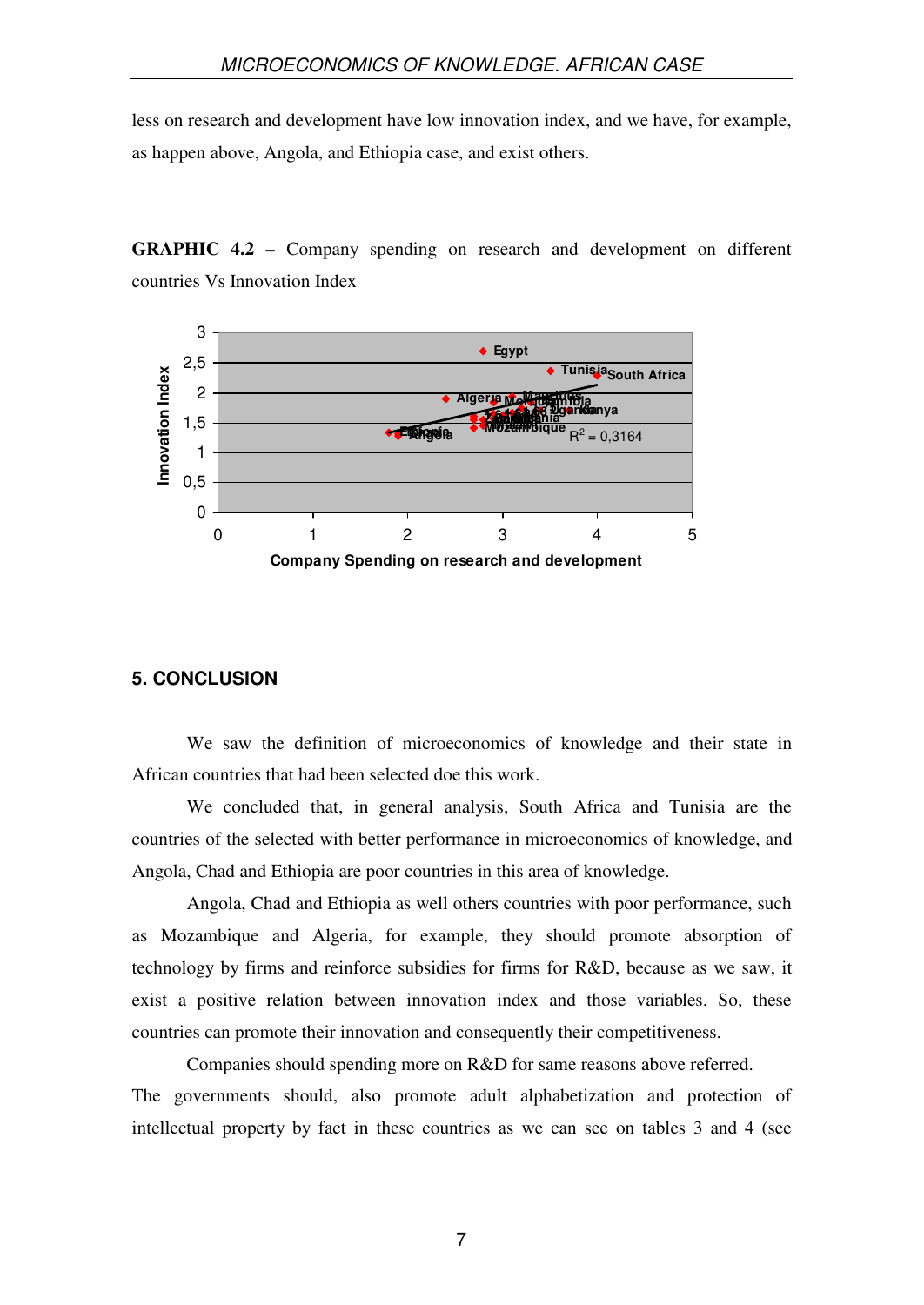less on research and development have low innovation index, and we have, for example, as happen above, Angola, and Ethiopia case, and exist others.

**GRAPHIC 4.2 –** Company spending on research and development on different countries Vs Innovation Index

## 5. CONCLUSION

We saw the definition of microeconomics of knowledge and their state in African countries that had been selected doe this work.

We concluded that, in general analysis, South Africa and Tunisia are the countries of the selected with better performance in microeconomics of knowledge, and Angola, Chad and Ethiopia are poor countries in this area of knowledge.

Angola, Chad and Ethiopia as well others countries with poor performance, such as Mozambique and Algeria, for example, they should promote absorption of technology by firms and reinforce subsidies for firms for R&D, because as we saw, it exist a positive relation between innovation index and those variables. So, these countries can promote their innovation and consequently their competitiveness.

Companies should spending more on R&D for same reasons above referred.

The governments should, also promote adult alphabetization and protection of intellectual property by fact in these countries as we can see on tables 3 and 4 (see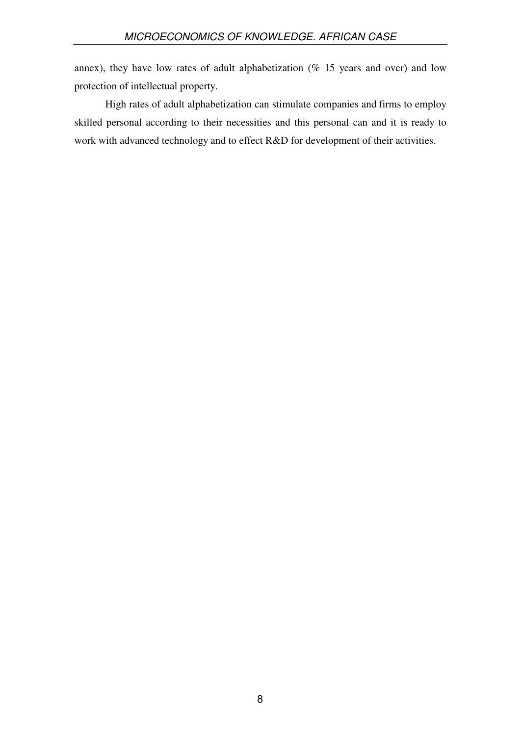annex), they have low rates of adult alphabetization (% 15 years and over) and low protection of intellectual property.

High rates of adult alphabetization can stimulate companies and firms to employ skilled personal according to their necessities and this personal can and it is ready to work with advanced technology and to effect R&D for development of their activities.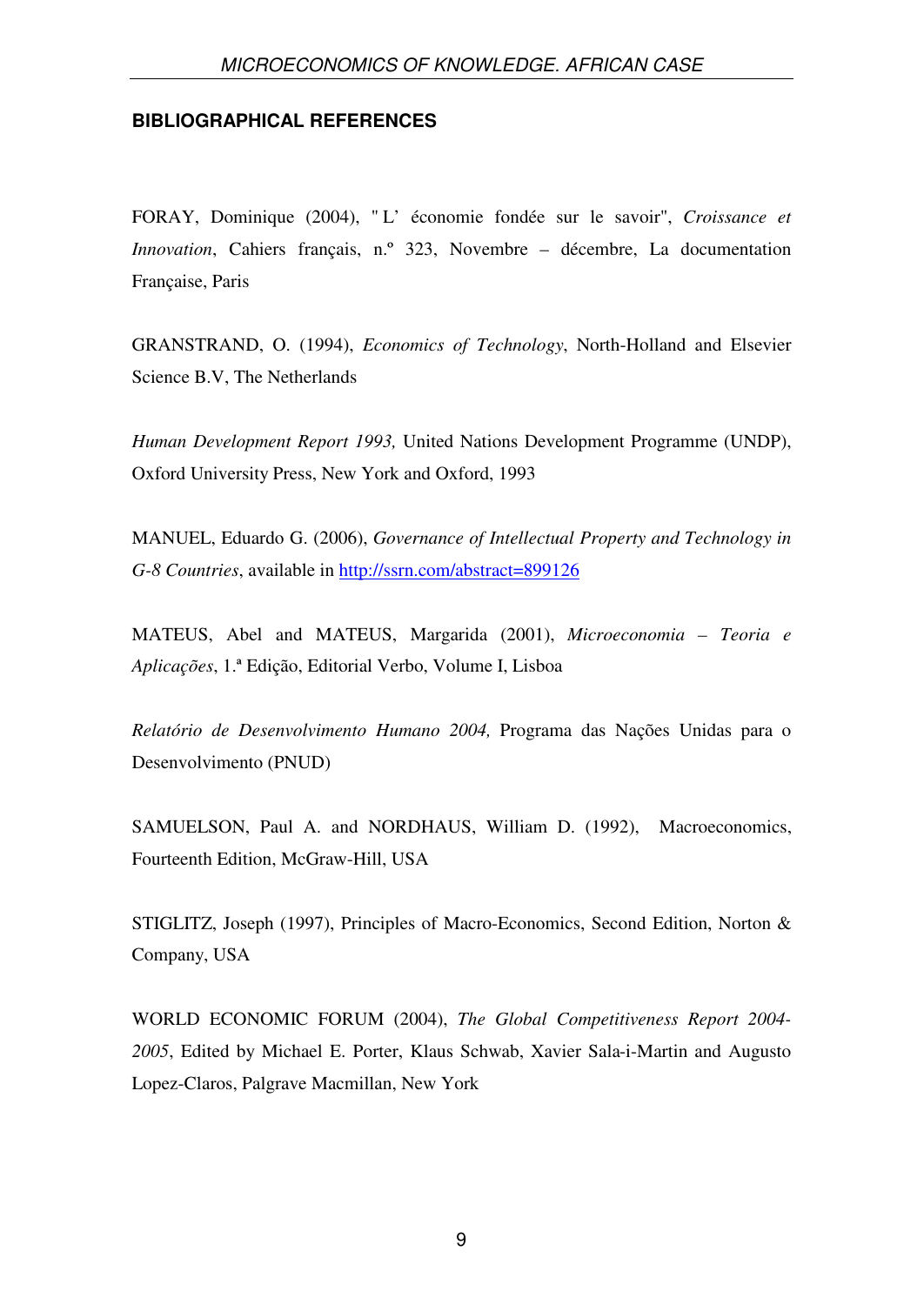**BIBLIOGRAPHICAL REFERENCES**

FORAY, Dominique (2004), " L' économie fondée sur le savoir", *Croissance et Innovation*, Cahiers français, n.º 323, Novembre – décembre, La documentation Française, Paris

GRANSTRAND, O. (1994), *Economics of Technology*, North-Holland and Elsevier Science B.V, The Netherlands

*Human Development Report 1993,* United Nations Development Programme (UNDP), Oxford University Press, New York and Oxford, 1993

MANUEL, Eduardo G. (2006), *Governance of Intellectual Property and Technology in G-8 Countries*, available in http://ssrn.com/abstract=899126

MATEUS, Abel and MATEUS, Margarida (2001), *Microeconomia – Teoria e Aplicações*, 1.ª Edição, Editorial Verbo, Volume I, Lisboa

*Relatório de Desenvolvimento Humano 2004,* Programa das Nações Unidas para o Desenvolvimento (PNUD)

SAMUELSON, Paul A. and NORDHAUS, William D. (1992), Macroeconomics, Fourteenth Edition, McGraw-Hill, USA

STIGLITZ, Joseph (1997), Principles of Macro-Economics, Second Edition, Norton & Company, USA

WORLD ECONOMIC FORUM (2004), *The Global Competitiveness Report 2004-2005*, Edited by Michael E. Porter, Klaus Schwab, Xavier Sala-i-Martin and Augusto Lopez-Claros, Palgrave Macmillan, New York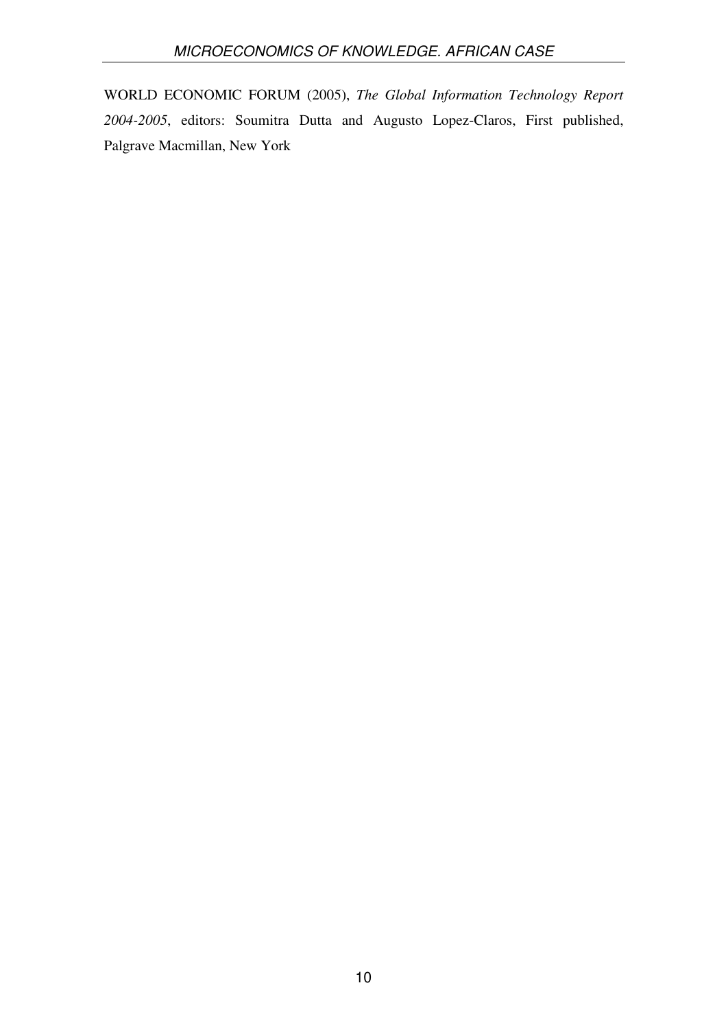WORLD ECONOMIC FORUM (2005), *The Global Information Technology Report 2004-2005*, editors: Soumitra Dutta and Augusto Lopez-Claros, First published, Palgrave Macmillan, New York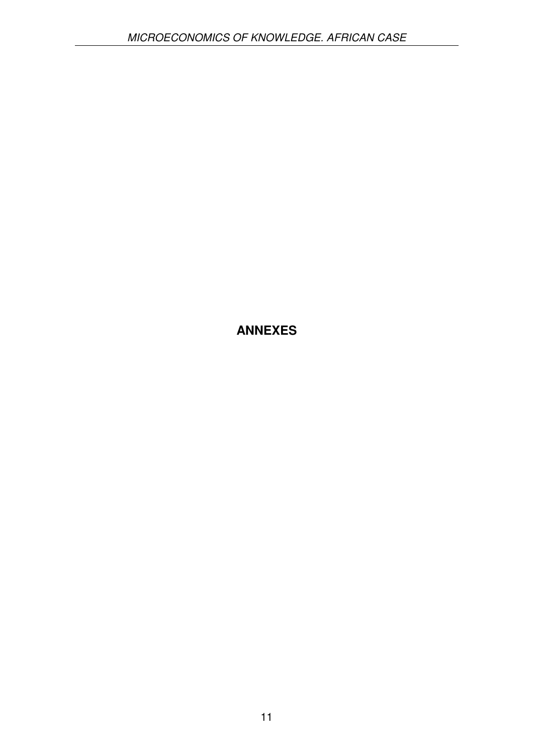# ANNEXES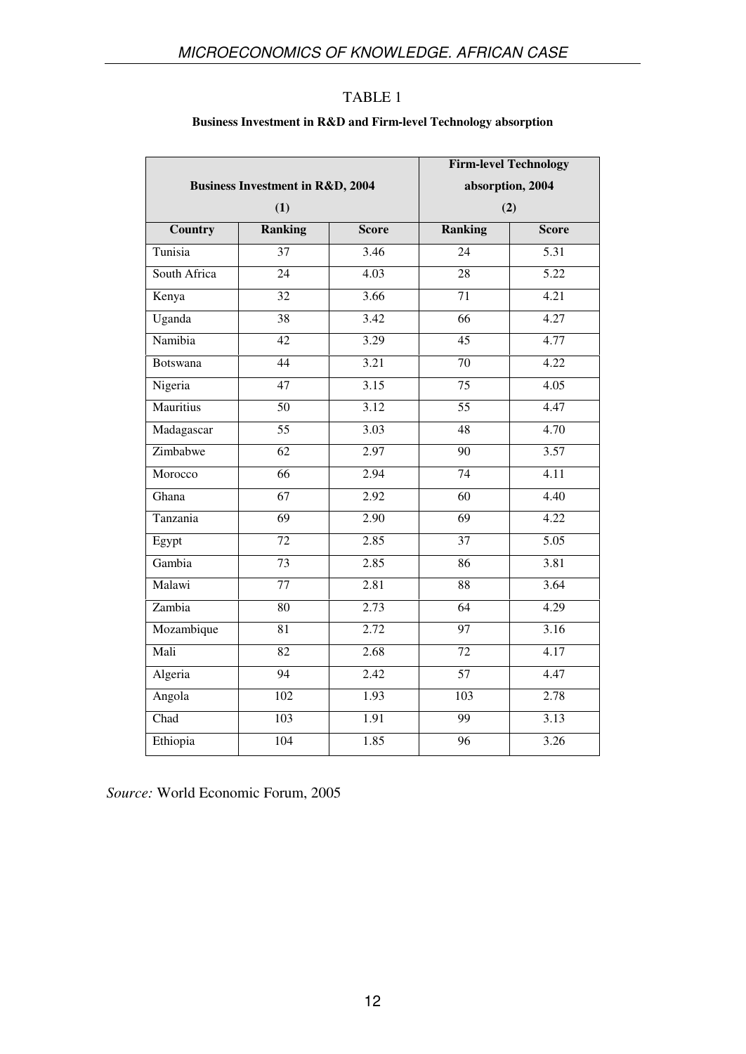TABLE 1

**Business Investment in R&D and Firm-level Technology absorption**

| | Business Investment in R&D, 2004 (1) | | Firm-level Technology absorption, 2004 (2) | |
|---|---|---|---|---|
| **Country** | **Ranking** | **Score** | **Ranking** | **Score** |
| Tunisia | 37 | 3.46 | 24 | 5.31 |
| South Africa | 24 | 4.03 | 28 | 5.22 |
| Kenya | 32 | 3.66 | 71 | 4.21 |
| Uganda | 38 | 3.42 | 66 | 4.27 |
| Namibia | 42 | 3.29 | 45 | 4.77 |
| Botswana | 44 | 3.21 | 70 | 4.22 |
| Nigeria | 47 | 3.15 | 75 | 4.05 |
| Mauritius | 50 | 3.12 | 55 | 4.47 |
| Madagascar | 55 | 3.03 | 48 | 4.70 |
| Zimbabwe | 62 | 2.97 | 90 | 3.57 |
| Morocco | 66 | 2.94 | 74 | 4.11 |
| Ghana | 67 | 2.92 | 60 | 4.40 |
| Tanzania | 69 | 2.90 | 69 | 4.22 |
| Egypt | 72 | 2.85 | 37 | 5.05 |
| Gambia | 73 | 2.85 | 86 | 3.81 |
| Malawi | 77 | 2.81 | 88 | 3.64 |
| Zambia | 80 | 2.73 | 64 | 4.29 |
| Mozambique | 81 | 2.72 | 97 | 3.16 |
| Mali | 82 | 2.68 | 72 | 4.17 |
| Algeria | 94 | 2.42 | 57 | 4.47 |
| Angola | 102 | 1.93 | 103 | 2.78 |
| Chad | 103 | 1.91 | 99 | 3.13 |
| Ethiopia | 104 | 1.85 | 96 | 3.26 |

*Source:* World Economic Forum, 2005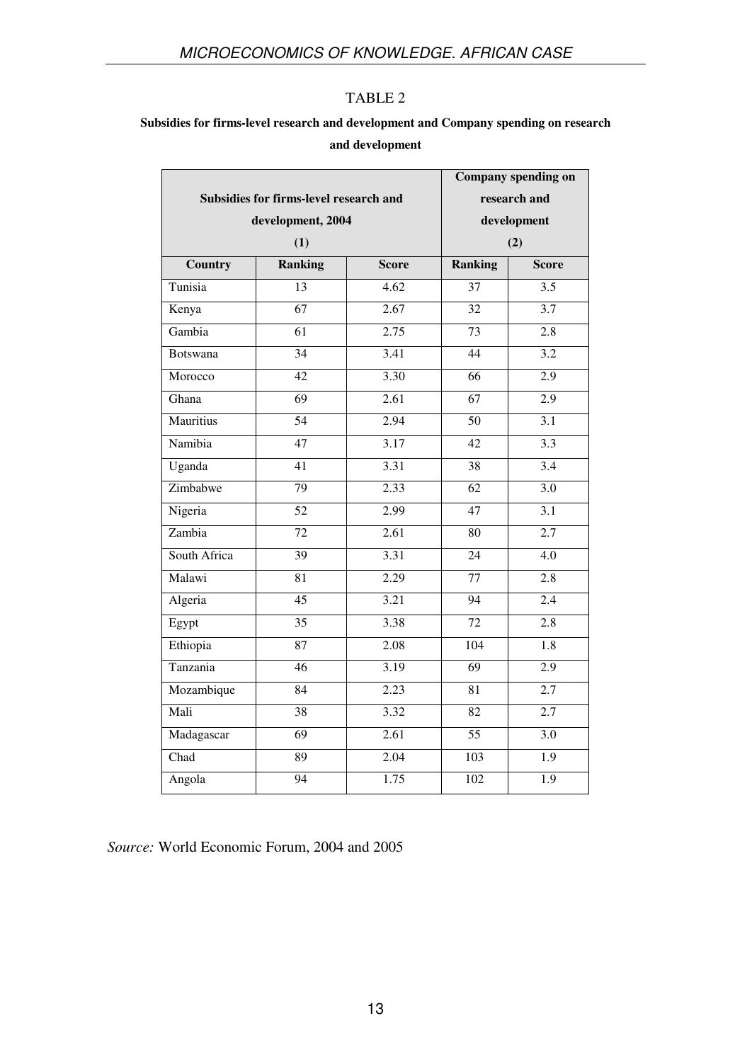TABLE 2

**Subsidies for firms-level research and development and Company spending on research and development**

| | Subsidies for firms-level research and development, 2004 (1) | | Company spending on research and development (2) | |
|---|---|---|---|---|
| **Country** | **Ranking** | **Score** | **Ranking** | **Score** |
| Tunisia | 13 | 4.62 | 37 | 3.5 |
| Kenya | 67 | 2.67 | 32 | 3.7 |
| Gambia | 61 | 2.75 | 73 | 2.8 |
| Botswana | 34 | 3.41 | 44 | 3.2 |
| Morocco | 42 | 3.30 | 66 | 2.9 |
| Ghana | 69 | 2.61 | 67 | 2.9 |
| Mauritius | 54 | 2.94 | 50 | 3.1 |
| Namibia | 47 | 3.17 | 42 | 3.3 |
| Uganda | 41 | 3.31 | 38 | 3.4 |
| Zimbabwe | 79 | 2.33 | 62 | 3.0 |
| Nigeria | 52 | 2.99 | 47 | 3.1 |
| Zambia | 72 | 2.61 | 80 | 2.7 |
| South Africa | 39 | 3.31 | 24 | 4.0 |
| Malawi | 81 | 2.29 | 77 | 2.8 |
| Algeria | 45 | 3.21 | 94 | 2.4 |
| Egypt | 35 | 3.38 | 72 | 2.8 |
| Ethiopia | 87 | 2.08 | 104 | 1.8 |
| Tanzania | 46 | 3.19 | 69 | 2.9 |
| Mozambique | 84 | 2.23 | 81 | 2.7 |
| Mali | 38 | 3.32 | 82 | 2.7 |
| Madagascar | 69 | 2.61 | 55 | 3.0 |
| Chad | 89 | 2.04 | 103 | 1.9 |
| Angola | 94 | 1.75 | 102 | 1.9 |

*Source:* World Economic Forum, 2004 and 2005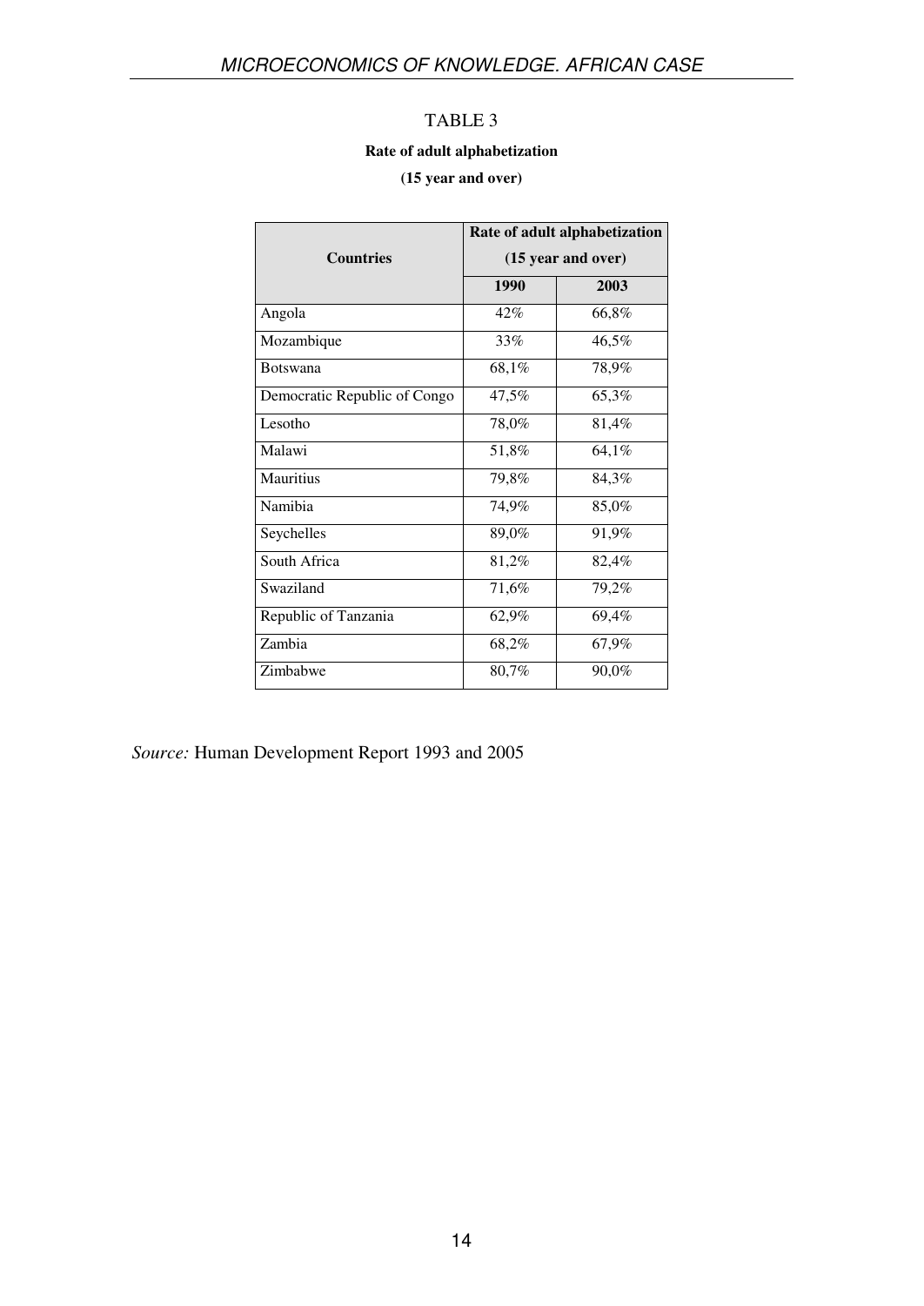TABLE 3

**Rate of adult alphabetization**

**(15 year and over)**

| Countries | Rate of adult alphabetization (15 year and over) | |
|---|---|---|
| | 1990 | 2003 |
| Angola | 42% | 66,8% |
| Mozambique | 33% | 46,5% |
| Botswana | 68,1% | 78,9% |
| Democratic Republic of Congo | 47,5% | 65,3% |
| Lesotho | 78,0% | 81,4% |
| Malawi | 51,8% | 64,1% |
| Mauritius | 79,8% | 84,3% |
| Namibia | 74,9% | 85,0% |
| Seychelles | 89,0% | 91,9% |
| South Africa | 81,2% | 82,4% |
| Swaziland | 71,6% | 79,2% |
| Republic of Tanzania | 62,9% | 69,4% |
| Zambia | 68,2% | 67,9% |
| Zimbabwe | 80,7% | 90,0% |

*Source:* Human Development Report 1993 and 2005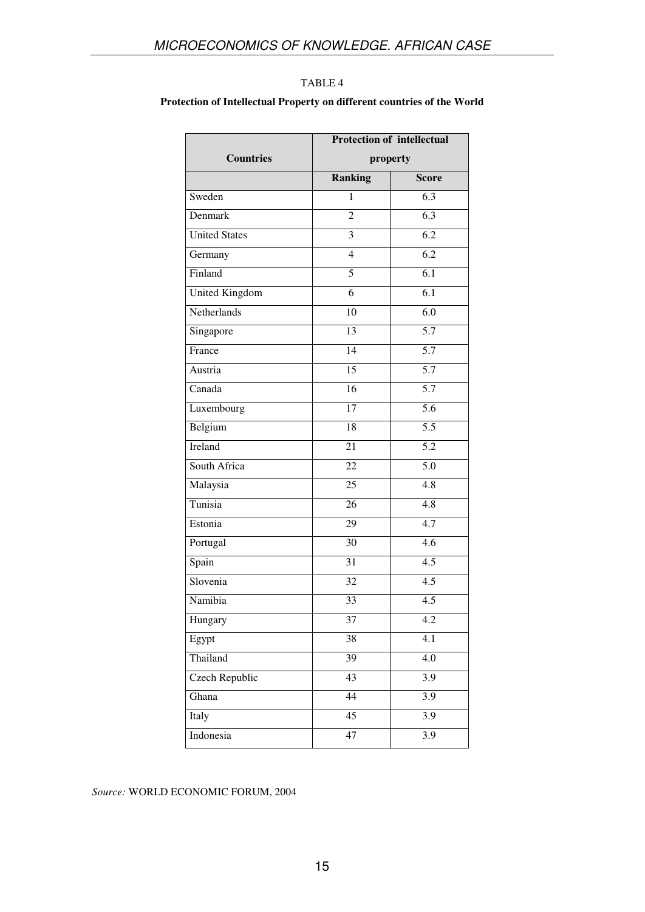TABLE 4

**Protection of Intellectual Property on different countries of the World**

| Countries | Protection of intellectual property | |
|---|---|---|
| | **Ranking** | **Score** |
| Sweden | 1 | 6.3 |
| Denmark | 2 | 6.3 |
| United States | 3 | 6.2 |
| Germany | 4 | 6.2 |
| Finland | 5 | 6.1 |
| United Kingdom | 6 | 6.1 |
| Netherlands | 10 | 6.0 |
| Singapore | 13 | 5.7 |
| France | 14 | 5.7 |
| Austria | 15 | 5.7 |
| Canada | 16 | 5.7 |
| Luxembourg | 17 | 5.6 |
| Belgium | 18 | 5.5 |
| Ireland | 21 | 5.2 |
| South Africa | 22 | 5.0 |
| Malaysia | 25 | 4.8 |
| Tunisia | 26 | 4.8 |
| Estonia | 29 | 4.7 |
| Portugal | 30 | 4.6 |
| Spain | 31 | 4.5 |
| Slovenia | 32 | 4.5 |
| Namibia | 33 | 4.5 |
| Hungary | 37 | 4.2 |
| Egypt | 38 | 4.1 |
| Thailand | 39 | 4.0 |
| Czech Republic | 43 | 3.9 |
| Ghana | 44 | 3.9 |
| Italy | 45 | 3.9 |
| Indonesia | 47 | 3.9 |

*Source:* WORLD ECONOMIC FORUM, 2004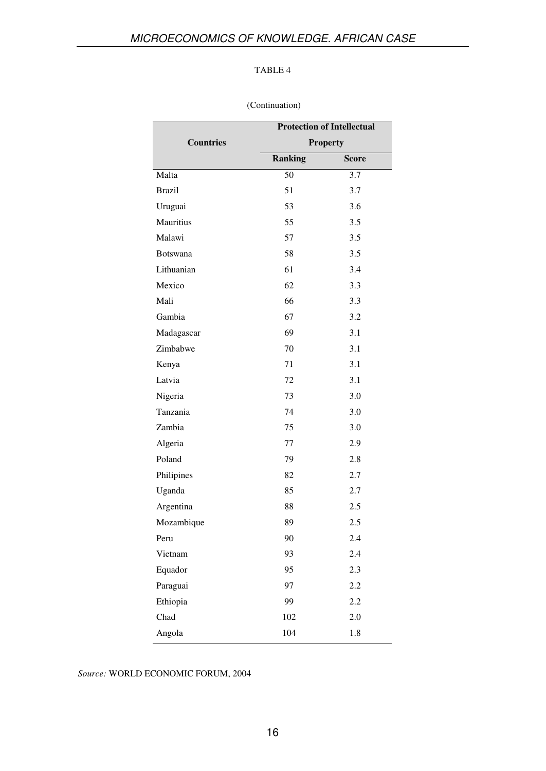TABLE 4

(Continuation)

| Countries | Protection of Intellectual Property | |
|---|---|---|
| | Ranking | Score |
| Malta | 50 | 3.7 |
| Brazil | 51 | 3.7 |
| Uruguai | 53 | 3.6 |
| Mauritius | 55 | 3.5 |
| Malawi | 57 | 3.5 |
| Botswana | 58 | 3.5 |
| Lithuanian | 61 | 3.4 |
| Mexico | 62 | 3.3 |
| Mali | 66 | 3.3 |
| Gambia | 67 | 3.2 |
| Madagascar | 69 | 3.1 |
| Zimbabwe | 70 | 3.1 |
| Kenya | 71 | 3.1 |
| Latvia | 72 | 3.1 |
| Nigeria | 73 | 3.0 |
| Tanzania | 74 | 3.0 |
| Zambia | 75 | 3.0 |
| Algeria | 77 | 2.9 |
| Poland | 79 | 2.8 |
| Philipines | 82 | 2.7 |
| Uganda | 85 | 2.7 |
| Argentina | 88 | 2.5 |
| Mozambique | 89 | 2.5 |
| Peru | 90 | 2.4 |
| Vietnam | 93 | 2.4 |
| Equador | 95 | 2.3 |
| Paraguai | 97 | 2.2 |
| Ethiopia | 99 | 2.2 |
| Chad | 102 | 2.0 |
| Angola | 104 | 1.8 |

*Source:* WORLD ECONOMIC FORUM, 2004